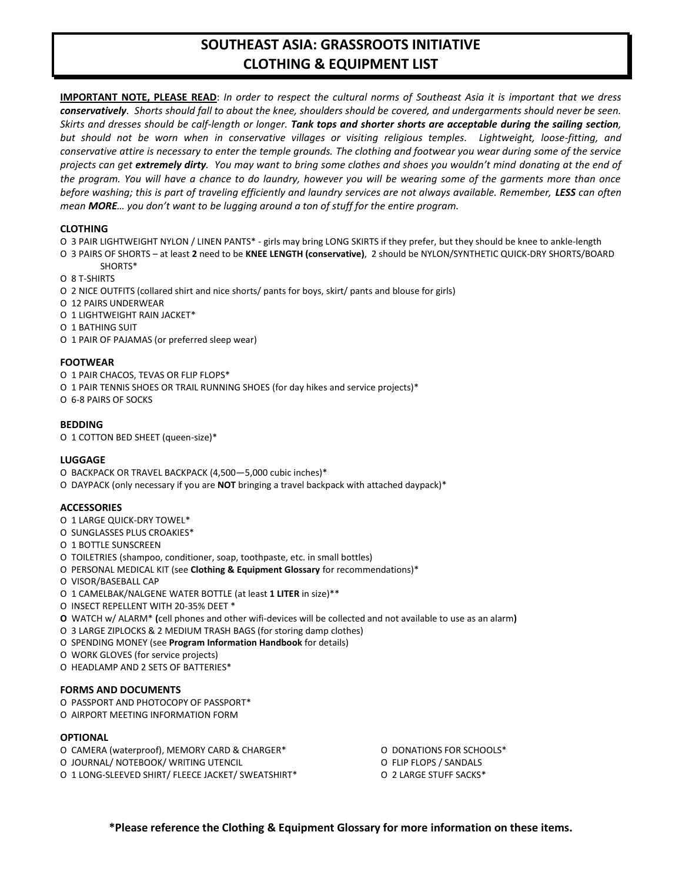# SOUTHEAST ASIA: GRASSROOTS INITIATIVE
# CLOTHING & EQUIPMENT LIST

**IMPORTANT NOTE, PLEASE READ**: *In order to respect the cultural norms of Southeast Asia it is important that we dress **conservatively**. Shorts should fall to about the knee, shoulders should be covered, and undergarments should never be seen. Skirts and dresses should be calf-length or longer. **Tank tops and shorter shorts are acceptable during the sailing section**, but should not be worn when in conservative villages or visiting religious temples. Lightweight, loose-fitting, and conservative attire is necessary to enter the temple grounds. The clothing and footwear you wear during some of the service projects can get **extremely dirty**. You may want to bring some clothes and shoes you wouldn't mind donating at the end of the program. You will have a chance to do laundry, however you will be wearing some of the garments more than once before washing; this is part of traveling efficiently and laundry services are not always available. Remember, **LESS** can often mean **MORE**… you don't want to be lugging around a ton of stuff for the entire program.*

### CLOTHING

- O 3 PAIR LIGHTWEIGHT NYLON / LINEN PANTS* - girls may bring LONG SKIRTS if they prefer, but they should be knee to ankle-length
- O 3 PAIRS OF SHORTS – at least **2** need to be **KNEE LENGTH (conservative)**, 2 should be NYLON/SYNTHETIC QUICK-DRY SHORTS/BOARD SHORTS*
- O 8 T-SHIRTS
- O 2 NICE OUTFITS (collared shirt and nice shorts/ pants for boys, skirt/ pants and blouse for girls)
- O 12 PAIRS UNDERWEAR
- O 1 LIGHTWEIGHT RAIN JACKET*
- O 1 BATHING SUIT
- O 1 PAIR OF PAJAMAS (or preferred sleep wear)

### FOOTWEAR

- O 1 PAIR CHACOS, TEVAS OR FLIP FLOPS*
- O 1 PAIR TENNIS SHOES OR TRAIL RUNNING SHOES (for day hikes and service projects)*
- O 6-8 PAIRS OF SOCKS

### BEDDING

- O 1 COTTON BED SHEET (queen-size)*

### LUGGAGE

- O BACKPACK OR TRAVEL BACKPACK (4,500—5,000 cubic inches)*
- O DAYPACK (only necessary if you are **NOT** bringing a travel backpack with attached daypack)*

### ACCESSORIES

- O 1 LARGE QUICK-DRY TOWEL*
- O SUNGLASSES PLUS CROAKIES*
- O 1 BOTTLE SUNSCREEN
- O TOILETRIES (shampoo, conditioner, soap, toothpaste, etc. in small bottles)
- O PERSONAL MEDICAL KIT (see **Clothing & Equipment Glossary** for recommendations)*
- O VISOR/BASEBALL CAP
- O 1 CAMELBAK/NALGENE WATER BOTTLE (at least **1 LITER** in size)**
- O INSECT REPELLENT WITH 20-35% DEET *
- **O** WATCH w/ ALARM* **(**cell phones and other wifi-devices will be collected and not available to use as an alarm**)**
- O 3 LARGE ZIPLOCKS & 2 MEDIUM TRASH BAGS (for storing damp clothes)
- O SPENDING MONEY (see **Program Information Handbook** for details)
- O WORK GLOVES (for service projects)
- O HEADLAMP AND 2 SETS OF BATTERIES*

### FORMS AND DOCUMENTS

- O PASSPORT AND PHOTOCOPY OF PASSPORT*
- O AIRPORT MEETING INFORMATION FORM

### OPTIONAL

- O CAMERA (waterproof), MEMORY CARD & CHARGER*
- O JOURNAL/ NOTEBOOK/ WRITING UTENCIL
- O 1 LONG-SLEEVED SHIRT/ FLEECE JACKET/ SWEATSHIRT*
- O DONATIONS FOR SCHOOLS*
- O FLIP FLOPS / SANDALS
- O 2 LARGE STUFF SACKS*

**\*Please reference the Clothing & Equipment Glossary for more information on these items.**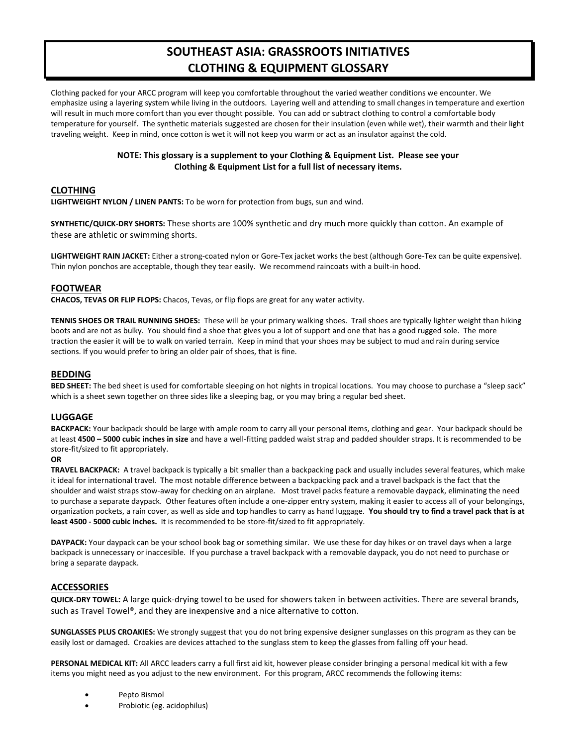# SOUTHEAST ASIA: GRASSROOTS INITIATIVES
# CLOTHING & EQUIPMENT GLOSSARY

Clothing packed for your ARCC program will keep you comfortable throughout the varied weather conditions we encounter. We emphasize using a layering system while living in the outdoors. Layering well and attending to small changes in temperature and exertion will result in much more comfort than you ever thought possible. You can add or subtract clothing to control a comfortable body temperature for yourself. The synthetic materials suggested are chosen for their insulation (even while wet), their warmth and their light traveling weight. Keep in mind, once cotton is wet it will not keep you warm or act as an insulator against the cold.

**NOTE: This glossary is a supplement to your Clothing & Equipment List. Please see your Clothing & Equipment List for a full list of necessary items.**

## CLOTHING

**LIGHTWEIGHT NYLON / LINEN PANTS:** To be worn for protection from bugs, sun and wind.

**SYNTHETIC/QUICK-DRY SHORTS:** These shorts are 100% synthetic and dry much more quickly than cotton. An example of these are athletic or swimming shorts.

**LIGHTWEIGHT RAIN JACKET:** Either a strong-coated nylon or Gore-Tex jacket works the best (although Gore-Tex can be quite expensive). Thin nylon ponchos are acceptable, though they tear easily. We recommend raincoats with a built-in hood.

## FOOTWEAR

**CHACOS, TEVAS OR FLIP FLOPS:** Chacos, Tevas, or flip flops are great for any water activity.

**TENNIS SHOES OR TRAIL RUNNING SHOES:** These will be your primary walking shoes. Trail shoes are typically lighter weight than hiking boots and are not as bulky. You should find a shoe that gives you a lot of support and one that has a good rugged sole. The more traction the easier it will be to walk on varied terrain. Keep in mind that your shoes may be subject to mud and rain during service sections. If you would prefer to bring an older pair of shoes, that is fine.

## BEDDING

**BED SHEET:** The bed sheet is used for comfortable sleeping on hot nights in tropical locations. You may choose to purchase a "sleep sack" which is a sheet sewn together on three sides like a sleeping bag, or you may bring a regular bed sheet.

## LUGGAGE

**BACKPACK:** Your backpack should be large with ample room to carry all your personal items, clothing and gear. Your backpack should be at least **4500 – 5000 cubic inches in size** and have a well-fitting padded waist strap and padded shoulder straps. It is recommended to be store-fit/sized to fit appropriately.

**OR**

**TRAVEL BACKPACK:** A travel backpack is typically a bit smaller than a backpacking pack and usually includes several features, which make it ideal for international travel. The most notable difference between a backpacking pack and a travel backpack is the fact that the shoulder and waist straps stow-away for checking on an airplane. Most travel packs feature a removable daypack, eliminating the need to purchase a separate daypack. Other features often include a one-zipper entry system, making it easier to access all of your belongings, organization pockets, a rain cover, as well as side and top handles to carry as hand luggage. **You should try to find a travel pack that is at least 4500 - 5000 cubic inches.** It is recommended to be store-fit/sized to fit appropriately.

**DAYPACK:** Your daypack can be your school book bag or something similar. We use these for day hikes or on travel days when a large backpack is unnecessary or inaccesible. If you purchase a travel backpack with a removable daypack, you do not need to purchase or bring a separate daypack.

## ACCESSORIES

**QUICK-DRY TOWEL:** A large quick-drying towel to be used for showers taken in between activities. There are several brands, such as Travel Towel®, and they are inexpensive and a nice alternative to cotton.

**SUNGLASSES PLUS CROAKIES:** We strongly suggest that you do not bring expensive designer sunglasses on this program as they can be easily lost or damaged. Croakies are devices attached to the sunglass stem to keep the glasses from falling off your head.

**PERSONAL MEDICAL KIT:** All ARCC leaders carry a full first aid kit, however please consider bringing a personal medical kit with a few items you might need as you adjust to the new environment. For this program, ARCC recommends the following items:

- Pepto Bismol
- Probiotic (eg. acidophilus)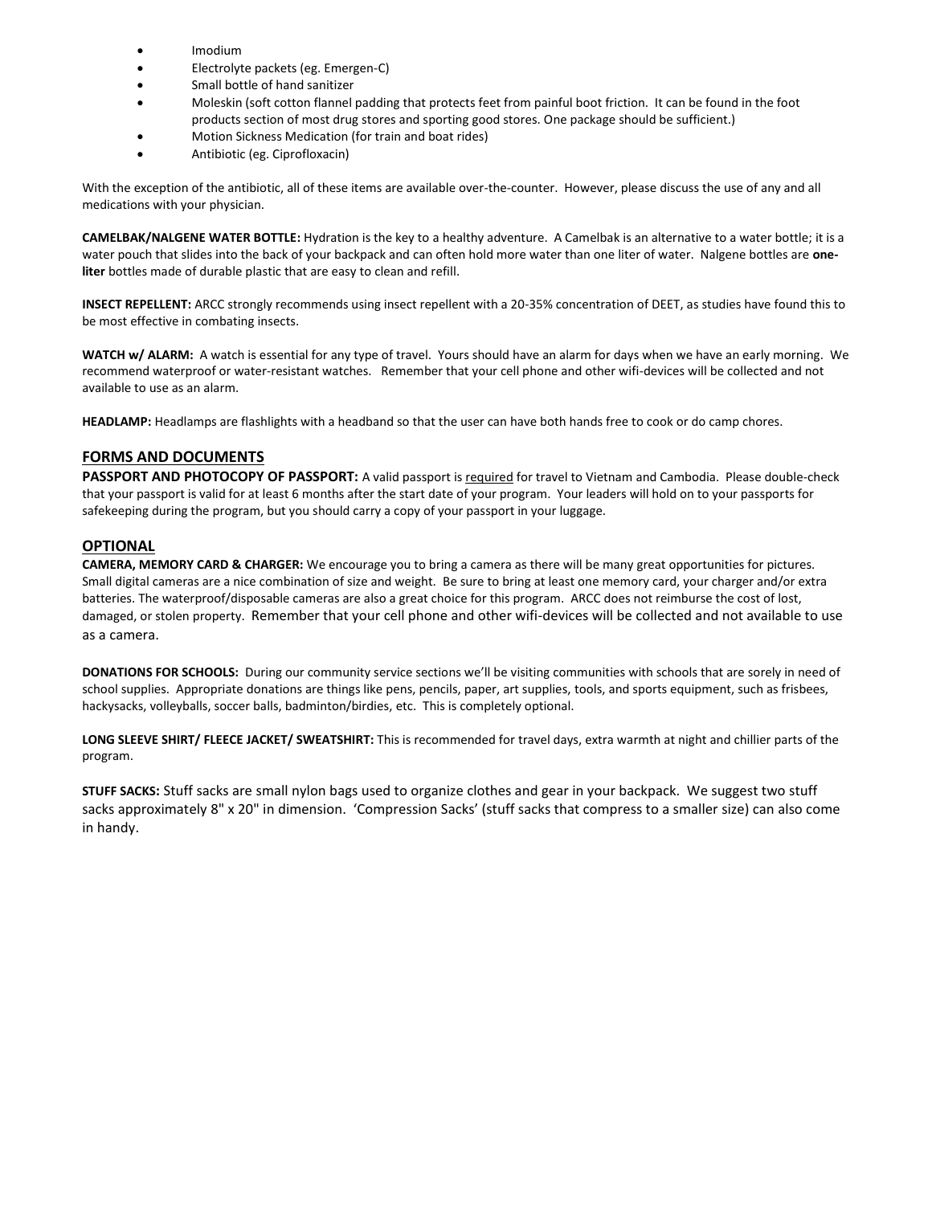- Imodium
- Electrolyte packets (eg. Emergen-C)
- Small bottle of hand sanitizer
- Moleskin (soft cotton flannel padding that protects feet from painful boot friction. It can be found in the foot products section of most drug stores and sporting good stores. One package should be sufficient.)
- Motion Sickness Medication (for train and boat rides)
- Antibiotic (eg. Ciprofloxacin)

With the exception of the antibiotic, all of these items are available over-the-counter. However, please discuss the use of any and all medications with your physician.

**CAMELBAK/NALGENE WATER BOTTLE:** Hydration is the key to a healthy adventure. A Camelbak is an alternative to a water bottle; it is a water pouch that slides into the back of your backpack and can often hold more water than one liter of water. Nalgene bottles are **one-liter** bottles made of durable plastic that are easy to clean and refill.

**INSECT REPELLENT:** ARCC strongly recommends using insect repellent with a 20-35% concentration of DEET, as studies have found this to be most effective in combating insects.

**WATCH w/ ALARM:** A watch is essential for any type of travel. Yours should have an alarm for days when we have an early morning. We recommend waterproof or water-resistant watches. Remember that your cell phone and other wifi-devices will be collected and not available to use as an alarm.

**HEADLAMP:** Headlamps are flashlights with a headband so that the user can have both hands free to cook or do camp chores.

## FORMS AND DOCUMENTS

**PASSPORT AND PHOTOCOPY OF PASSPORT:** A valid passport is required for travel to Vietnam and Cambodia. Please double-check that your passport is valid for at least 6 months after the start date of your program. Your leaders will hold on to your passports for safekeeping during the program, but you should carry a copy of your passport in your luggage.

## OPTIONAL

**CAMERA, MEMORY CARD & CHARGER:** We encourage you to bring a camera as there will be many great opportunities for pictures. Small digital cameras are a nice combination of size and weight. Be sure to bring at least one memory card, your charger and/or extra batteries. The waterproof/disposable cameras are also a great choice for this program. ARCC does not reimburse the cost of lost, damaged, or stolen property. Remember that your cell phone and other wifi-devices will be collected and not available to use as a camera.

**DONATIONS FOR SCHOOLS:** During our community service sections we'll be visiting communities with schools that are sorely in need of school supplies. Appropriate donations are things like pens, pencils, paper, art supplies, tools, and sports equipment, such as frisbees, hackysacks, volleyballs, soccer balls, badminton/birdies, etc. This is completely optional.

**LONG SLEEVE SHIRT/ FLEECE JACKET/ SWEATSHIRT:** This is recommended for travel days, extra warmth at night and chillier parts of the program.

**STUFF SACKS:** Stuff sacks are small nylon bags used to organize clothes and gear in your backpack. We suggest two stuff sacks approximately 8" x 20" in dimension. 'Compression Sacks' (stuff sacks that compress to a smaller size) can also come in handy.